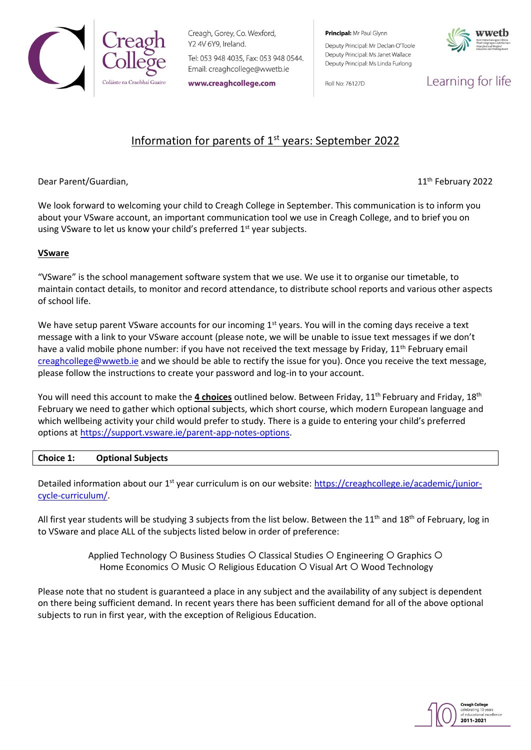Creagh College
Coláiste na Craobhaí Guaire

Creagh, Gorey, Co. Wexford, Y2 4V 6Y9, Ireland.
Tel: 053 948 4035, Fax: 053 948 0544.
Email: creaghcollege@wwetb.ie
**www.creaghcollege.com**

**Principal:** Mr Paul Glynn
Deputy Principal: Mr Declan O'Toole
Deputy Principal: Ms Janet Wallace
Deputy Principal: Ms Linda Furlong

Roll No: 76127D

wwetb
Learning for life

# Information for parents of 1st years: September 2022

Dear Parent/Guardian,

11th February 2022

We look forward to welcoming your child to Creagh College in September. This communication is to inform you about your VSware account, an important communication tool we use in Creagh College, and to brief you on using VSware to let us know your child's preferred 1st year subjects.

## VSware

"VSware" is the school management software system that we use. We use it to organise our timetable, to maintain contact details, to monitor and record attendance, to distribute school reports and various other aspects of school life.

We have setup parent VSware accounts for our incoming 1st years. You will in the coming days receive a text message with a link to your VSware account (please note, we will be unable to issue text messages if we don't have a valid mobile phone number: if you have not received the text message by Friday, 11th February email creaghcollege@wwetb.ie and we should be able to rectify the issue for you). Once you receive the text message, please follow the instructions to create your password and log-in to your account.

You will need this account to make the **4 choices** outlined below. Between Friday, 11th February and Friday, 18th February we need to gather which optional subjects, which short course, which modern European language and which wellbeing activity your child would prefer to study. There is a guide to entering your child's preferred options at https://support.vsware.ie/parent-app-notes-options.

## Choice 1: Optional Subjects

Detailed information about our 1st year curriculum is on our website: https://creaghcollege.ie/academic/junior-cycle-curriculum/.

All first year students will be studying 3 subjects from the list below. Between the 11th and 18th of February, log in to VSware and place ALL of the subjects listed below in order of preference:

Applied Technology ○ Business Studies ○ Classical Studies ○ Engineering ○ Graphics ○ Home Economics ○ Music ○ Religious Education ○ Visual Art ○ Wood Technology

Please note that no student is guaranteed a place in any subject and the availability of any subject is dependent on there being sufficient demand. In recent years there has been sufficient demand for all of the above optional subjects to run in first year, with the exception of Religious Education.

Creagh College celebrating 10 years of educational excellence 2011-2021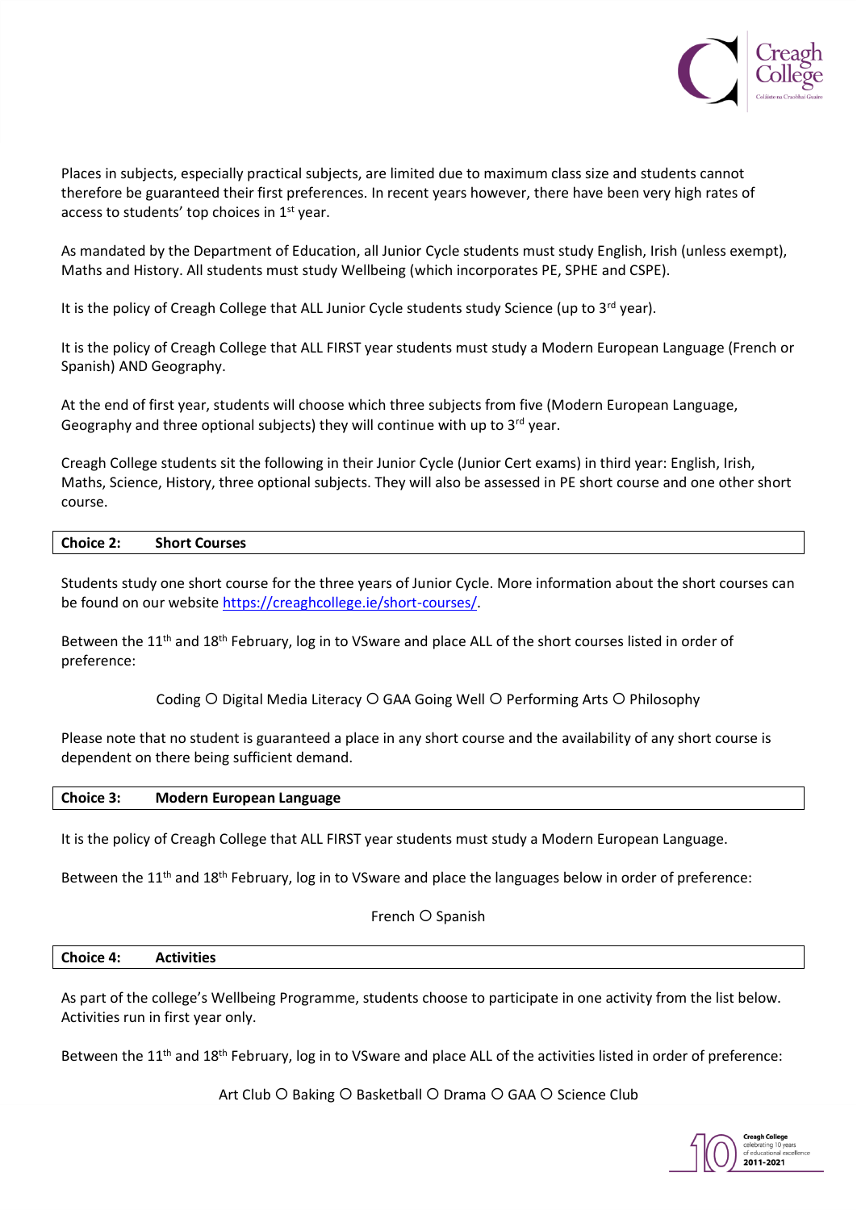Places in subjects, especially practical subjects, are limited due to maximum class size and students cannot therefore be guaranteed their first preferences. In recent years however, there have been very high rates of access to students' top choices in 1st year.

As mandated by the Department of Education, all Junior Cycle students must study English, Irish (unless exempt), Maths and History. All students must study Wellbeing (which incorporates PE, SPHE and CSPE).

It is the policy of Creagh College that ALL Junior Cycle students study Science (up to 3rd year).

It is the policy of Creagh College that ALL FIRST year students must study a Modern European Language (French or Spanish) AND Geography.

At the end of first year, students will choose which three subjects from five (Modern European Language, Geography and three optional subjects) they will continue with up to 3rd year.

Creagh College students sit the following in their Junior Cycle (Junior Cert exams) in third year: English, Irish, Maths, Science, History, three optional subjects. They will also be assessed in PE short course and one other short course.

## Choice 2: Short Courses

Students study one short course for the three years of Junior Cycle. More information about the short courses can be found on our website https://creaghcollege.ie/short-courses/.

Between the 11th and 18th February, log in to VSware and place ALL of the short courses listed in order of preference:

Coding ○ Digital Media Literacy ○ GAA Going Well ○ Performing Arts ○ Philosophy

Please note that no student is guaranteed a place in any short course and the availability of any short course is dependent on there being sufficient demand.

## Choice 3: Modern European Language

It is the policy of Creagh College that ALL FIRST year students must study a Modern European Language.

Between the 11th and 18th February, log in to VSware and place the languages below in order of preference:

French ○ Spanish

## Choice 4: Activities

As part of the college's Wellbeing Programme, students choose to participate in one activity from the list below. Activities run in first year only.

Between the 11th and 18th February, log in to VSware and place ALL of the activities listed in order of preference:

Art Club ○ Baking ○ Basketball ○ Drama ○ GAA ○ Science Club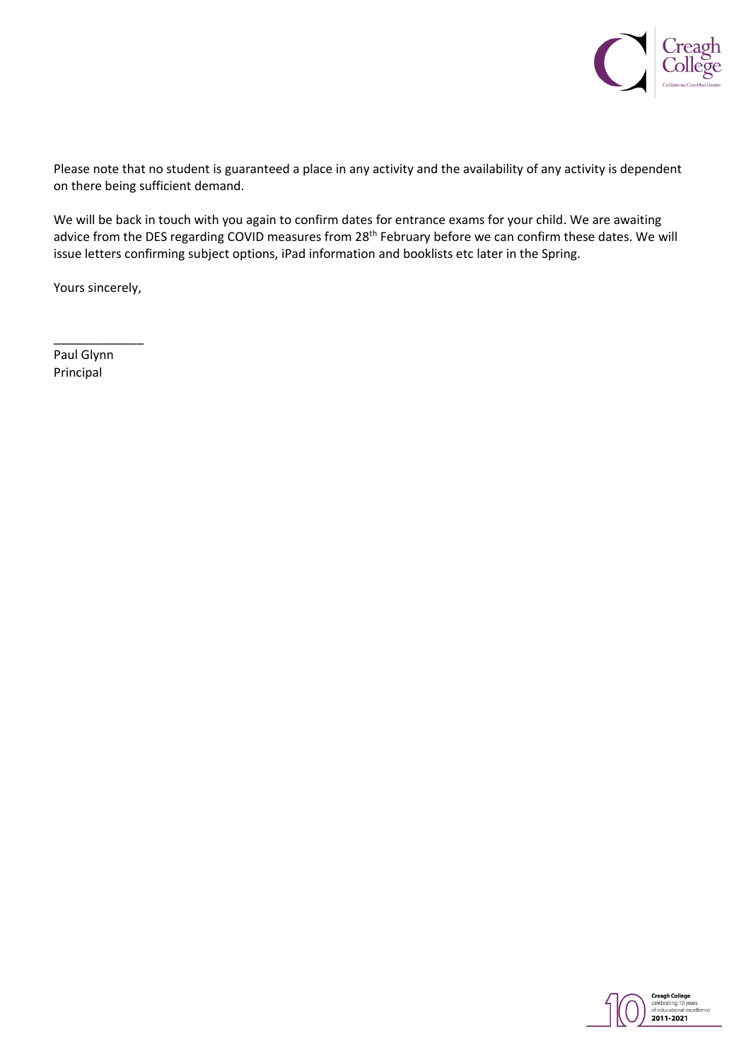Please note that no student is guaranteed a place in any activity and the availability of any activity is dependent on there being sufficient demand.

We will be back in touch with you again to confirm dates for entrance exams for your child. We are awaiting advice from the DES regarding COVID measures from 28th February before we can confirm these dates. We will issue letters confirming subject options, iPad information and booklists etc later in the Spring.

Yours sincerely,

_____________

Paul Glynn
Principal